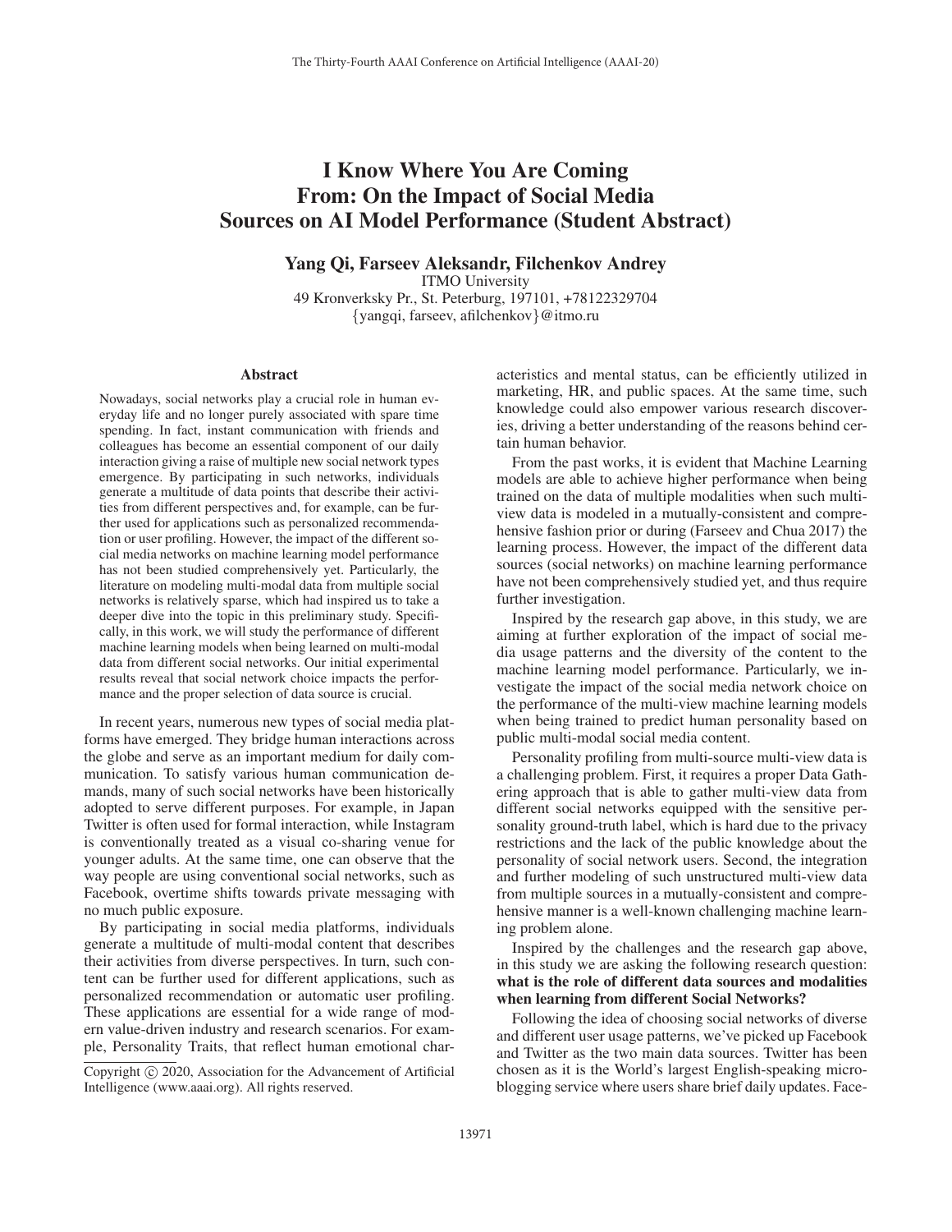# I Know Where You Are Coming From: On the Impact of Social Media Sources on AI Model Performance (Student Abstract)

**Yang Qi, Farseev Aleksandr, Filchenkov Andrey**

ITMO University
49 Kronverksky Pr., St. Peterburg, 197101, +78122329704
{yangqi, farseev, afilchenkov}@itmo.ru

## Abstract

Nowadays, social networks play a crucial role in human everyday life and no longer purely associated with spare time spending. In fact, instant communication with friends and colleagues has become an essential component of our daily interaction giving a raise of multiple new social network types emergence. By participating in such networks, individuals generate a multitude of data points that describe their activities from different perspectives and, for example, can be further used for applications such as personalized recommendation or user profiling. However, the impact of the different social media networks on machine learning model performance has not been studied comprehensively yet. Particularly, the literature on modeling multi-modal data from multiple social networks is relatively sparse, which had inspired us to take a deeper dive into the topic in this preliminary study. Specifically, in this work, we will study the performance of different machine learning models when being learned on multi-modal data from different social networks. Our initial experimental results reveal that social network choice impacts the performance and the proper selection of data source is crucial.

In recent years, numerous new types of social media platforms have emerged. They bridge human interactions across the globe and serve as an important medium for daily communication. To satisfy various human communication demands, many of such social networks have been historically adopted to serve different purposes. For example, in Japan Twitter is often used for formal interaction, while Instagram is conventionally treated as a visual co-sharing venue for younger adults. At the same time, one can observe that the way people are using conventional social networks, such as Facebook, overtime shifts towards private messaging with no much public exposure.

By participating in social media platforms, individuals generate a multitude of multi-modal content that describes their activities from diverse perspectives. In turn, such content can be further used for different applications, such as personalized recommendation or automatic user profiling. These applications are essential for a wide range of modern value-driven industry and research scenarios. For example, Personality Traits, that reflect human emotional characteristics and mental status, can be efficiently utilized in marketing, HR, and public spaces. At the same time, such knowledge could also empower various research discoveries, driving a better understanding of the reasons behind certain human behavior.

Copyright © 2020, Association for the Advancement of Artificial Intelligence (www.aaai.org). All rights reserved.

From the past works, it is evident that Machine Learning models are able to achieve higher performance when being trained on the data of multiple modalities when such multi-view data is modeled in a mutually-consistent and comprehensive fashion prior or during (Farseev and Chua 2017) the learning process. However, the impact of the different data sources (social networks) on machine learning performance have not been comprehensively studied yet, and thus require further investigation.

Inspired by the research gap above, in this study, we are aiming at further exploration of the impact of social media usage patterns and the diversity of the content to the machine learning model performance. Particularly, we investigate the impact of the social media network choice on the performance of the multi-view machine learning models when being trained to predict human personality based on public multi-modal social media content.

Personality profiling from multi-source multi-view data is a challenging problem. First, it requires a proper Data Gathering approach that is able to gather multi-view data from different social networks equipped with the sensitive personality ground-truth label, which is hard due to the privacy restrictions and the lack of the public knowledge about the personality of social network users. Second, the integration and further modeling of such unstructured multi-view data from multiple sources in a mutually-consistent and comprehensive manner is a well-known challenging machine learning problem alone.

Inspired by the challenges and the research gap above, in this study we are asking the following research question: **what is the role of different data sources and modalities when learning from different Social Networks?**

Following the idea of choosing social networks of diverse and different user usage patterns, we've picked up Facebook and Twitter as the two main data sources. Twitter has been chosen as it is the World's largest English-speaking microblogging service where users share brief daily updates. Face-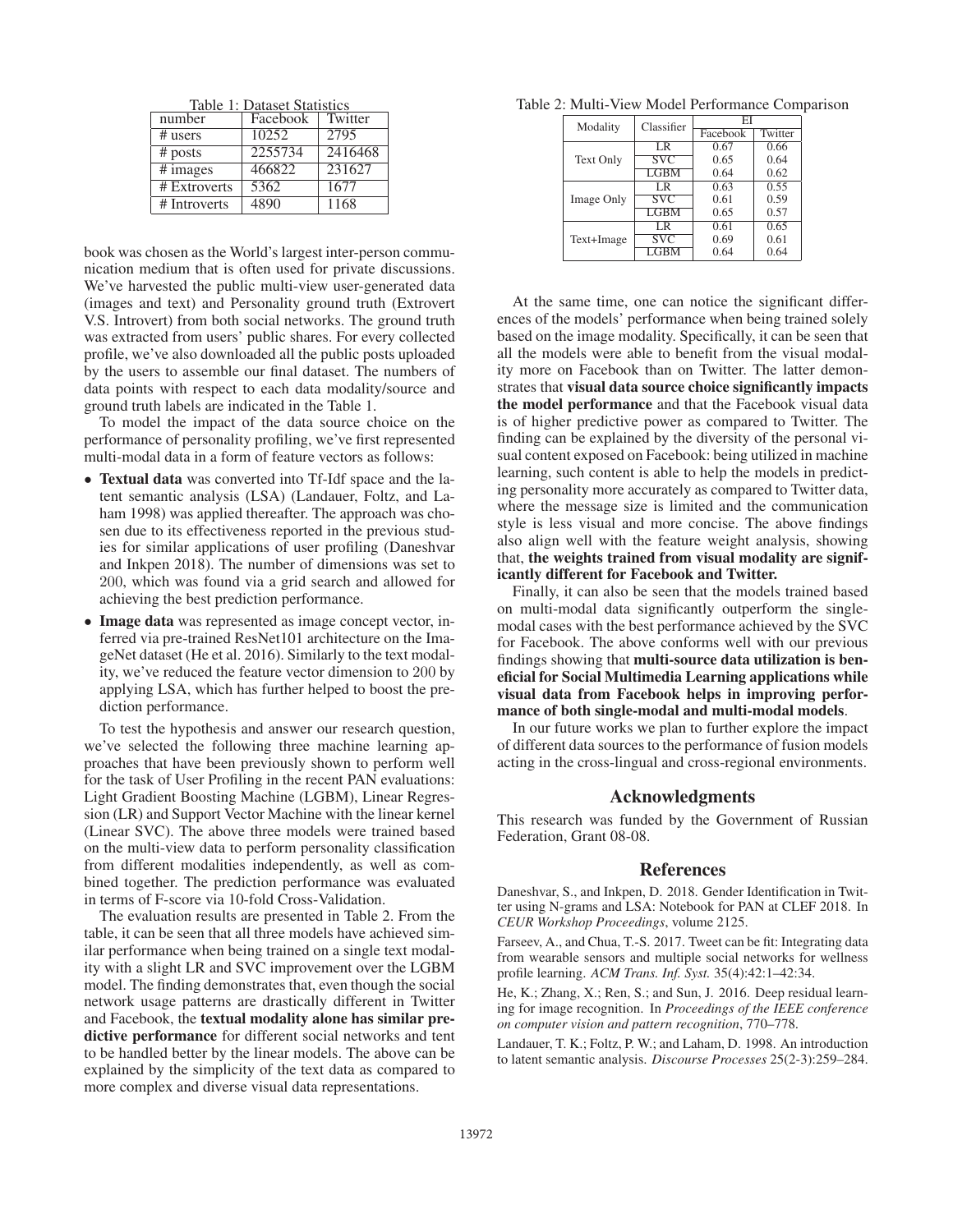Table 1: Dataset Statistics

| number | Facebook | Twitter |
|---|---|---|
| # users | 10252 | 2795 |
| # posts | 2255734 | 2416468 |
| # images | 466822 | 231627 |
| # Extroverts | 5362 | 1677 |
| # Introverts | 4890 | 1168 |

book was chosen as the World's largest inter-person communication medium that is often used for private discussions. We've harvested the public multi-view user-generated data (images and text) and Personality ground truth (Extrovert V.S. Introvert) from both social networks. The ground truth was extracted from users' public shares. For every collected profile, we've also downloaded all the public posts uploaded by the users to assemble our final dataset. The numbers of data points with respect to each data modality/source and ground truth labels are indicated in the Table 1.

To model the impact of the data source choice on the performance of personality profiling, we've first represented multi-modal data in a form of feature vectors as follows:

- **Textual data** was converted into Tf-Idf space and the latent semantic analysis (LSA) (Landauer, Foltz, and Laham 1998) was applied thereafter. The approach was chosen due to its effectiveness reported in the previous studies for similar applications of user profiling (Daneshvar and Inkpen 2018). The number of dimensions was set to 200, which was found via a grid search and allowed for achieving the best prediction performance.
- **Image data** was represented as image concept vector, inferred via pre-trained ResNet101 architecture on the ImageNet dataset (He et al. 2016). Similarly to the text modality, we've reduced the feature vector dimension to 200 by applying LSA, which has further helped to boost the prediction performance.

To test the hypothesis and answer our research question, we've selected the following three machine learning approaches that have been previously shown to perform well for the task of User Profiling in the recent PAN evaluations: Light Gradient Boosting Machine (LGBM), Linear Regression (LR) and Support Vector Machine with the linear kernel (Linear SVC). The above three models were trained based on the multi-view data to perform personality classification from different modalities independently, as well as combined together. The prediction performance was evaluated in terms of F-score via 10-fold Cross-Validation.

The evaluation results are presented in Table 2. From the table, it can be seen that all three models have achieved similar performance when being trained on a single text modality with a slight LR and SVC improvement over the LGBM model. The finding demonstrates that, even though the social network usage patterns are drastically different in Twitter and Facebook, the **textual modality alone has similar predictive performance** for different social networks and tent to be handled better by the linear models. The above can be explained by the simplicity of the text data as compared to more complex and diverse visual data representations.

Table 2: Multi-View Model Performance Comparison

| Modality | Classifier | EI | |
|---|---|---|---|
| | | Facebook | Twitter |
| Text Only | LR | 0.67 | 0.66 |
| | SVC | 0.65 | 0.64 |
| | LGBM | 0.64 | 0.62 |
| Image Only | LR | 0.63 | 0.55 |
| | SVC | 0.61 | 0.59 |
| | LGBM | 0.65 | 0.57 |
| Text+Image | LR | 0.61 | 0.65 |
| | SVC | 0.69 | 0.61 |
| | LGBM | 0.64 | 0.64 |

At the same time, one can notice the significant differences of the models' performance when being trained solely based on the image modality. Specifically, it can be seen that all the models were able to benefit from the visual modality more on Facebook than on Twitter. The latter demonstrates that **visual data source choice significantly impacts the model performance** and that the Facebook visual data is of higher predictive power as compared to Twitter. The finding can be explained by the diversity of the personal visual content exposed on Facebook: being utilized in machine learning, such content is able to help the models in predicting personality more accurately as compared to Twitter data, where the message size is limited and the communication style is less visual and more concise. The above findings also align well with the feature weight analysis, showing that, **the weights trained from visual modality are significantly different for Facebook and Twitter.**

Finally, it can also be seen that the models trained based on multi-modal data significantly outperform the single-modal cases with the best performance achieved by the SVC for Facebook. The above conforms well with our previous findings showing that **multi-source data utilization is beneficial for Social Multimedia Learning applications while visual data from Facebook helps in improving performance of both single-modal and multi-modal models**.

In our future works we plan to further explore the impact of different data sources to the performance of fusion models acting in the cross-lingual and cross-regional environments.

## Acknowledgments

This research was funded by the Government of Russian Federation, Grant 08-08.

## References

Daneshvar, S., and Inkpen, D. 2018. Gender Identification in Twitter using N-grams and LSA: Notebook for PAN at CLEF 2018. In *CEUR Workshop Proceedings*, volume 2125.

Farseev, A., and Chua, T.-S. 2017. Tweet can be fit: Integrating data from wearable sensors and multiple social networks for wellness profile learning. *ACM Trans. Inf. Syst.* 35(4):42:1–42:34.

He, K.; Zhang, X.; Ren, S.; and Sun, J. 2016. Deep residual learning for image recognition. In *Proceedings of the IEEE conference on computer vision and pattern recognition*, 770–778.

Landauer, T. K.; Foltz, P. W.; and Laham, D. 1998. An introduction to latent semantic analysis. *Discourse Processes* 25(2-3):259–284.